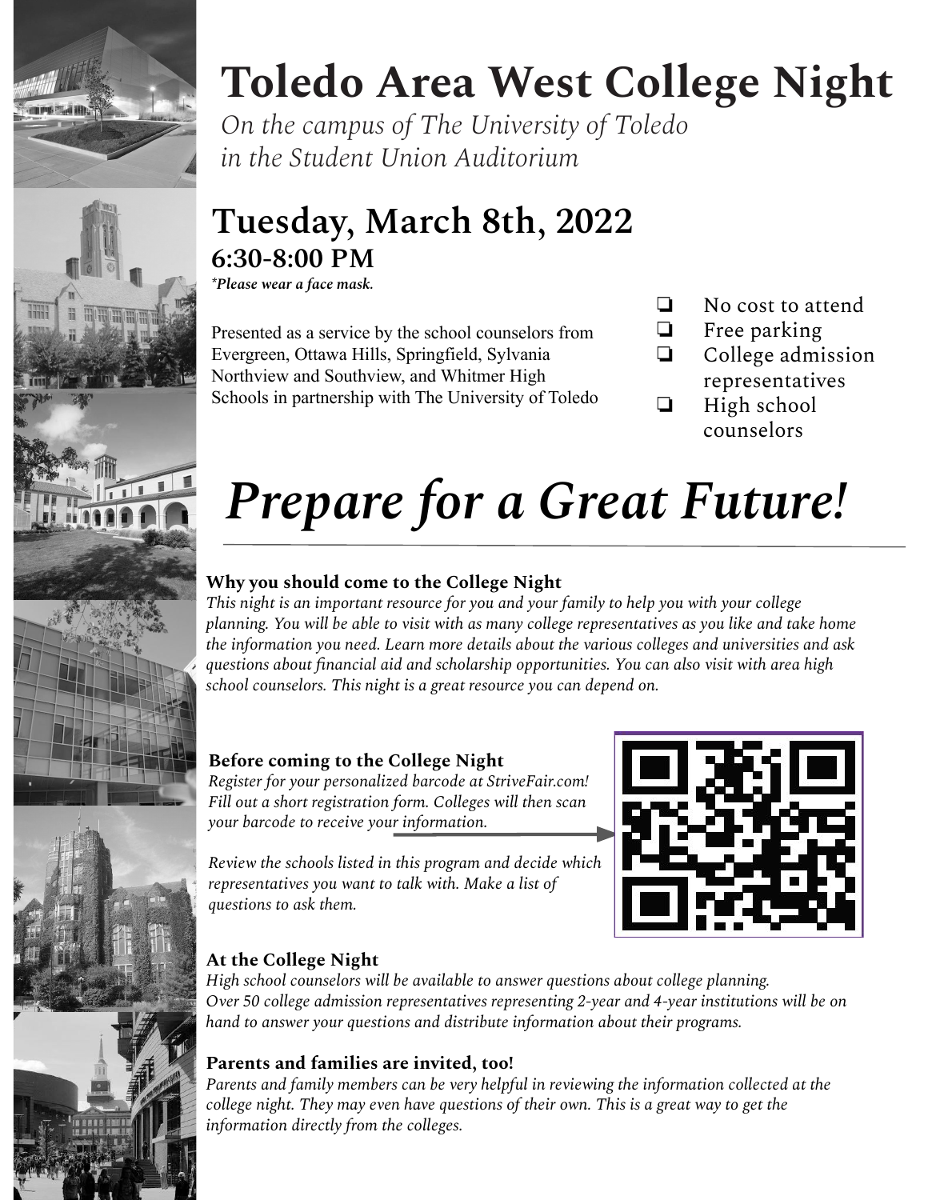# Toledo Area West College Night

*On the campus of The University of Toledo in the Student Union Auditorium*

## Tuesday, March 8th, 2022

### 6:30-8:00 PM

***Please wear a face mask.**

Presented as a service by the school counselors from Evergreen, Ottawa Hills, Springfield, Sylvania Northview and Southview, and Whitmer High Schools in partnership with The University of Toledo

- No cost to attend
- Free parking
- College admission representatives
- High school counselors

# *Prepare for a Great Future!*

---

**Why you should come to the College Night**

*This night is an important resource for you and your family to help you with your college planning. You will be able to visit with as many college representatives as you like and take home the information you need. Learn more details about the various colleges and universities and ask questions about financial aid and scholarship opportunities. You can also visit with area high school counselors. This night is a great resource you can depend on.*

**Before coming to the College Night**

*Register for your personalized barcode at StriveFair.com! Fill out a short registration form. Colleges will then scan your barcode to receive your information.*

*Review the schools listed in this program and decide which representatives you want to talk with. Make a list of questions to ask them.*

**At the College Night**

*High school counselors will be available to answer questions about college planning. Over 50 college admission representatives representing 2-year and 4-year institutions will be on hand to answer your questions and distribute information about their programs.*

**Parents and families are invited, too!**

*Parents and family members can be very helpful in reviewing the information collected at the college night. They may even have questions of their own. This is a great way to get the information directly from the colleges.*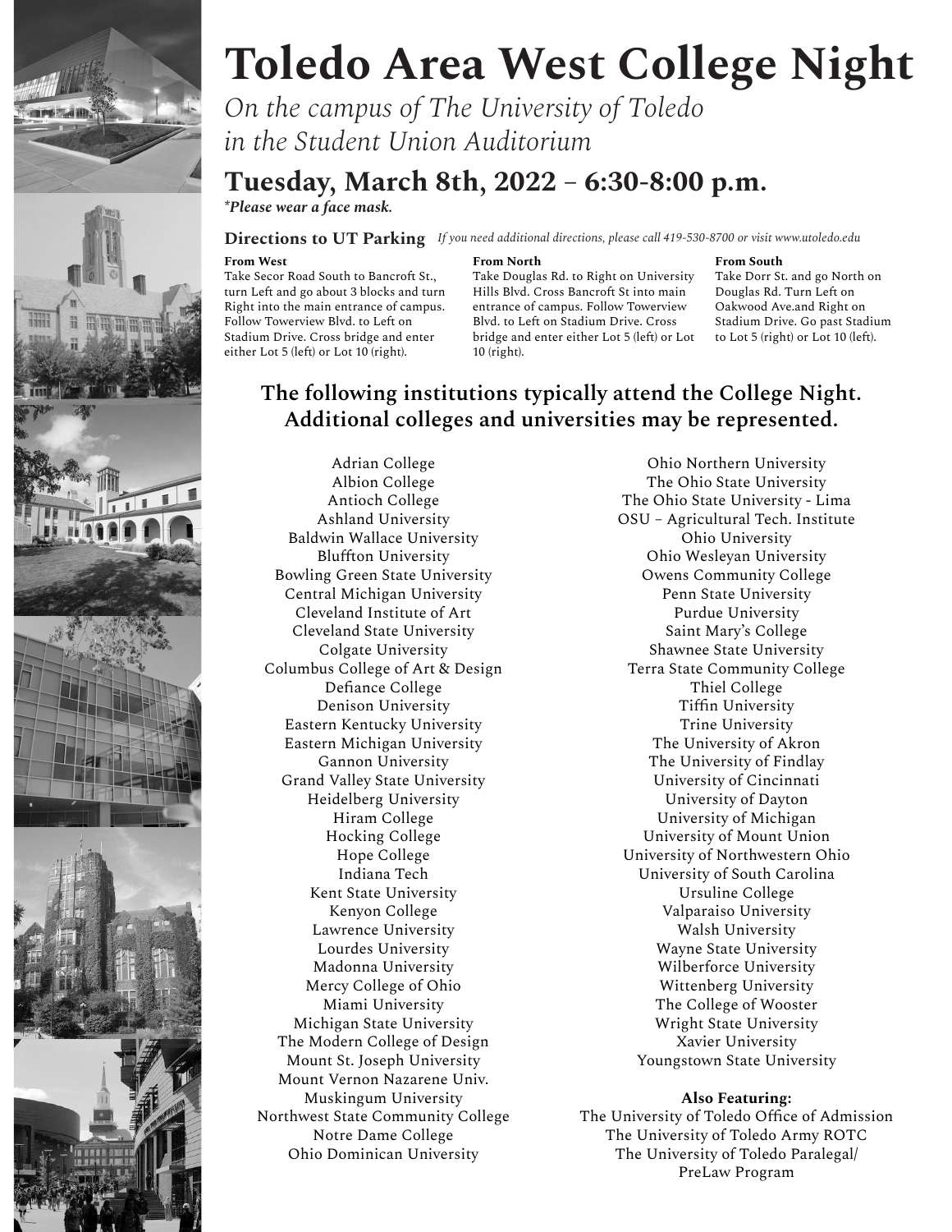# Toledo Area West College Night

*On the campus of The University of Toledo*
*in the Student Union Auditorium*

## Tuesday, March 8th, 2022 – 6:30-8:00 p.m.

***Please wear a face mask.***

### Directions to UT Parking

*If you need additional directions, please call 419-530-8700 or visit www.utoledo.edu*

**From West**
Take Secor Road South to Bancroft St., turn Left and go about 3 blocks and turn Right into the main entrance of campus. Follow Towerview Blvd. to Left on Stadium Drive. Cross bridge and enter either Lot 5 (left) or Lot 10 (right).

**From North**
Take Douglas Rd. to Right on University Hills Blvd. Cross Bancroft St into main entrance of campus. Follow Towerview Blvd. to Left on Stadium Drive. Cross bridge and enter either Lot 5 (left) or Lot 10 (right).

**From South**
Take Dorr St. and go North on Douglas Rd. Turn Left on Oakwood Ave.and Right on Stadium Drive. Go past Stadium to Lot 5 (right) or Lot 10 (left).

### The following institutions typically attend the College Night. Additional colleges and universities may be represented.

Adrian College
Albion College
Antioch College
Ashland University
Baldwin Wallace University
Bluffton University
Bowling Green State University
Central Michigan University
Cleveland Institute of Art
Cleveland State University
Colgate University
Columbus College of Art & Design
Defiance College
Denison University
Eastern Kentucky University
Eastern Michigan University
Gannon University
Grand Valley State University
Heidelberg University
Hiram College
Hocking College
Hope College
Indiana Tech
Kent State University
Kenyon College
Lawrence University
Lourdes University
Madonna University
Mercy College of Ohio
Miami University
Michigan State University
The Modern College of Design
Mount St. Joseph University
Mount Vernon Nazarene Univ.
Muskingum University
Northwest State Community College
Notre Dame College
Ohio Dominican University
Ohio Northern University
The Ohio State University
The Ohio State University - Lima
OSU – Agricultural Tech. Institute
Ohio University
Ohio Wesleyan University
Owens Community College
Penn State University
Purdue University
Saint Mary's College
Shawnee State University
Terra State Community College
Thiel College
Tiffin University
Trine University
The University of Akron
The University of Findlay
University of Cincinnati
University of Dayton
University of Michigan
University of Mount Union
University of Northwestern Ohio
University of South Carolina
Ursuline College
Valparaiso University
Walsh University
Wayne State University
Wilberforce University
Wittenberg University
The College of Wooster
Wright State University
Xavier University
Youngstown State University

**Also Featuring:**
The University of Toledo Office of Admission
The University of Toledo Army ROTC
The University of Toledo Paralegal/ PreLaw Program